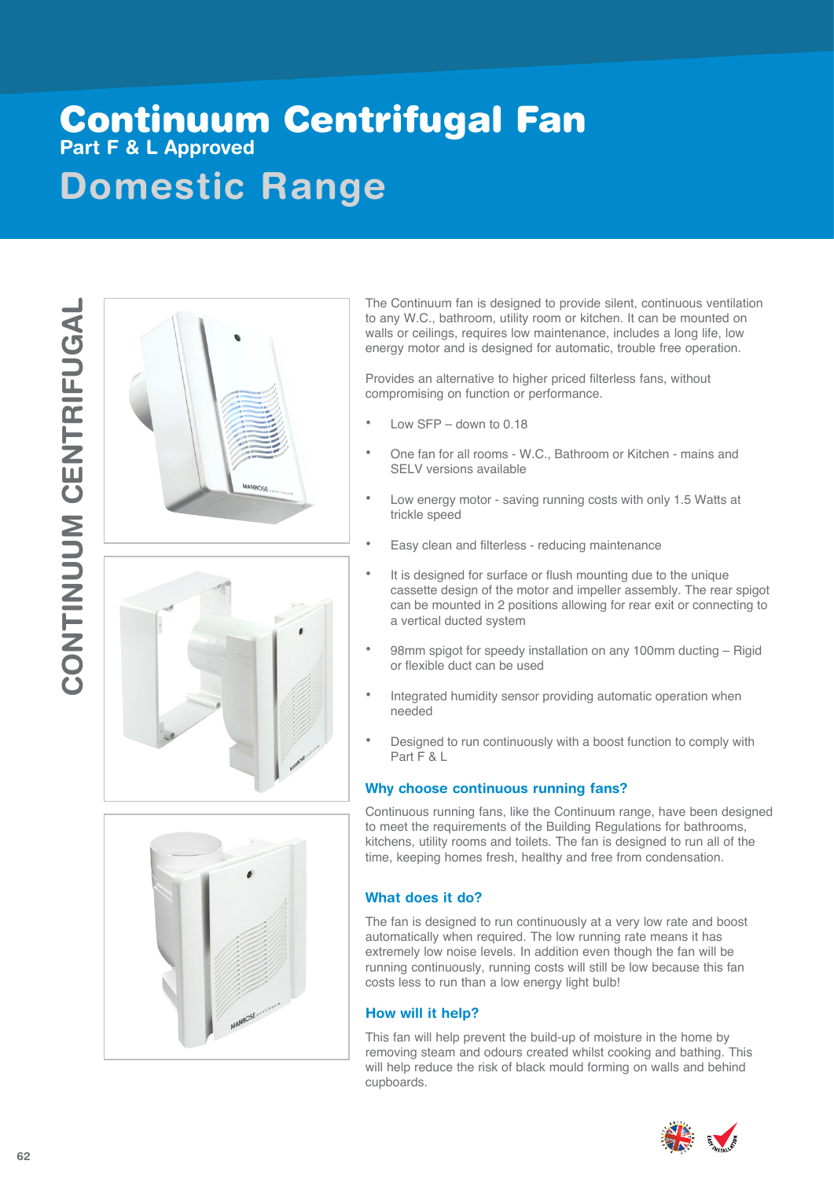# Continuum Centrifugal Fan

**Part F & L Approved**

## Domestic Range

CONTINUUM CENTRIFUGAL

The Continuum fan is designed to provide silent, continuous ventilation to any W.C., bathroom, utility room or kitchen. It can be mounted on walls or ceilings, requires low maintenance, includes a long life, low energy motor and is designed for automatic, trouble free operation.

Provides an alternative to higher priced filterless fans, without compromising on function or performance.

- Low SFP – down to 0.18
- One fan for all rooms - W.C., Bathroom or Kitchen - mains and SELV versions available
- Low energy motor - saving running costs with only 1.5 Watts at trickle speed
- Easy clean and filterless - reducing maintenance
- It is designed for surface or flush mounting due to the unique cassette design of the motor and impeller assembly. The rear spigot can be mounted in 2 positions allowing for rear exit or connecting to a vertical ducted system
- 98mm spigot for speedy installation on any 100mm ducting – Rigid or flexible duct can be used
- Integrated humidity sensor providing automatic operation when needed
- Designed to run continuously with a boost function to comply with Part F & L

### Why choose continuous running fans?

Continuous running fans, like the Continuum range, have been designed to meet the requirements of the Building Regulations for bathrooms, kitchens, utility rooms and toilets. The fan is designed to run all of the time, keeping homes fresh, healthy and free from condensation.

### What does it do?

The fan is designed to run continuously at a very low rate and boost automatically when required. The low running rate means it has extremely low noise levels. In addition even though the fan will be running continuously, running costs will still be low because this fan costs less to run than a low energy light bulb!

### How will it help?

This fan will help prevent the build-up of moisture in the home by removing steam and odours created whilst cooking and bathing. This will help reduce the risk of black mould forming on walls and behind cupboards.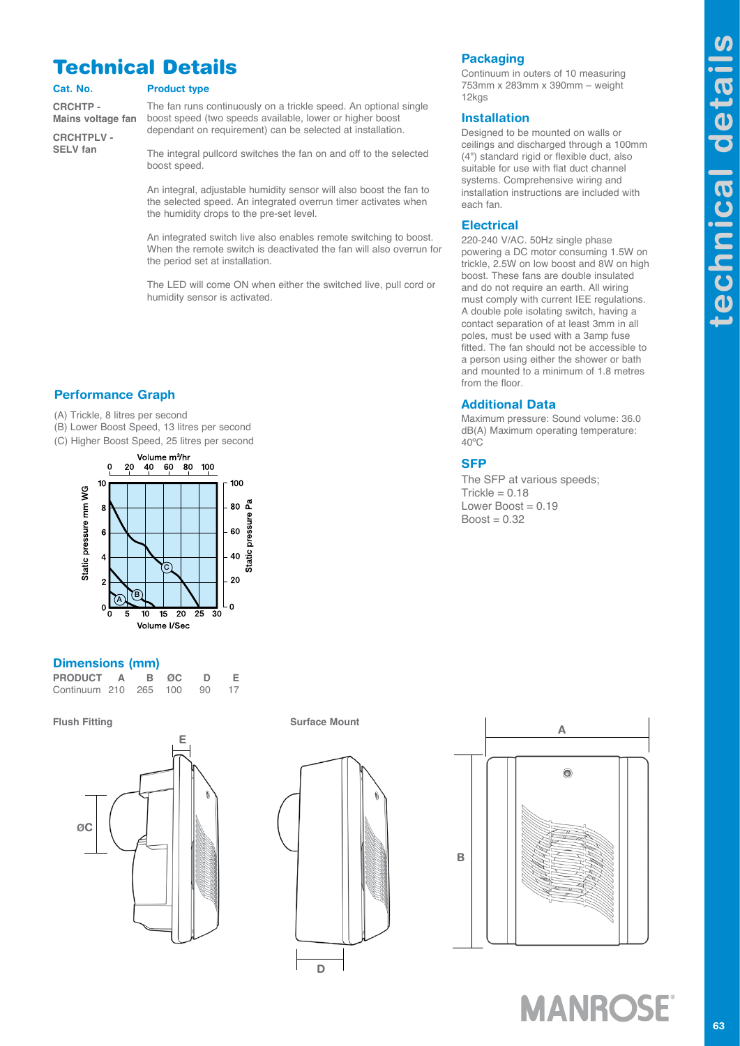# Technical Details

| Cat. No. | Product type |
|---|---|
| **CRCHTP - Mains voltage fan** | The fan runs continuously on a trickle speed. An optional single boost speed (two speeds available, lower or higher boost dependant on requirement) can be selected at installation. |
| **CRCHTPLV - SELV fan** | The integral pullcord switches the fan on and off to the selected boost speed. |

An integral, adjustable humidity sensor will also boost the fan to the selected speed. An integrated overrun timer activates when the humidity drops to the pre-set level.

An integrated switch live also enables remote switching to boost. When the remote switch is deactivated the fan will also overrun for the period set at installation.

The LED will come ON when either the switched live, pull cord or humidity sensor is activated.

## Performance Graph

(A) Trickle, 8 litres per second
(B) Lower Boost Speed, 13 litres per second
(C) Higher Boost Speed, 25 litres per second

Volume m³/hr
0 20 40 60 80 100
Static pressure mm WG
10 8 6 4 2 0
Static pressure Pa
100 80 60 40 20 0
A B C
0 5 10 15 20 25 30
Volume l/Sec

## Dimensions (mm)

| PRODUCT | A | B | ØC | D | E |
|---|---|---|---|---|---|
| Continuum | 210 | 265 | 100 | 90 | 17 |

**Flush Fitting**

E
ØC

**Surface Mount**

D
A
B

## Packaging

Continuum in outers of 10 measuring 753mm x 283mm x 390mm – weight 12kgs

## Installation

Designed to be mounted on walls or ceilings and discharged through a 100mm (4") standard rigid or flexible duct, also suitable for use with flat duct channel systems. Comprehensive wiring and installation instructions are included with each fan.

## Electrical

220-240 V/AC. 50Hz single phase powering a DC motor consuming 1.5W on trickle, 2.5W on low boost and 8W on high boost. These fans are double insulated and do not require an earth. All wiring must comply with current IEE regulations. A double pole isolating switch, having a contact separation of at least 3mm in all poles, must be used with a 3amp fuse fitted. The fan should not be accessible to a person using either the shower or bath and mounted to a minimum of 1.8 metres from the floor.

## Additional Data

Maximum pressure: Sound volume: 36.0 dB(A) Maximum operating temperature: 40°C

## SFP

The SFP at various speeds;
Trickle = 0.18
Lower Boost = 0.19
Boost = 0.32

MANROSE®